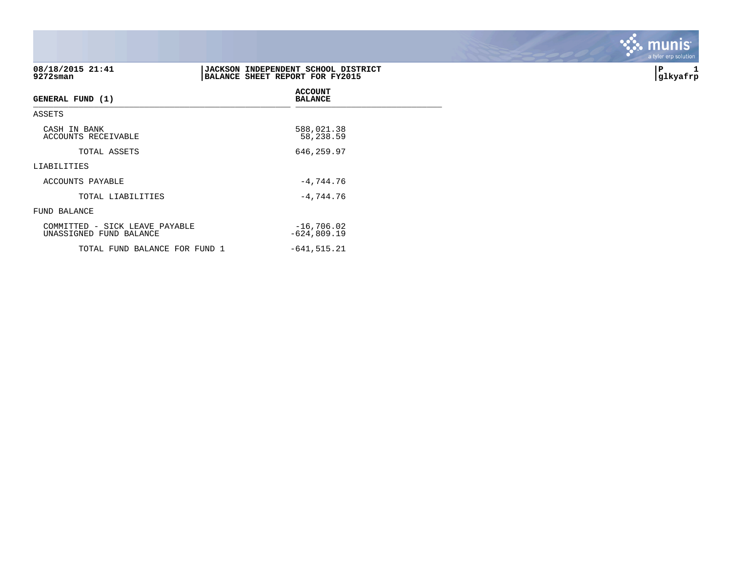**08/18/2015 21:41**
**9272sman**

**JACKSON INDEPENDENT SCHOOL DISTRICT**
**BALANCE SHEET REPORT FOR FY2015**

**P 1**
**glkyafrp**

| GENERAL FUND (1) | ACCOUNT BALANCE |
|---|---|
| ASSETS | |
| CASH IN BANK | 588,021.38 |
| ACCOUNTS RECEIVABLE | 58,238.59 |
| TOTAL ASSETS | 646,259.97 |
| LIABILITIES | |
| ACCOUNTS PAYABLE | -4,744.76 |
| TOTAL LIABILITIES | -4,744.76 |
| FUND BALANCE | |
| COMMITTED - SICK LEAVE PAYABLE | -16,706.02 |
| UNASSIGNED FUND BALANCE | -624,809.19 |
| TOTAL FUND BALANCE FOR FUND 1 | -641,515.21 |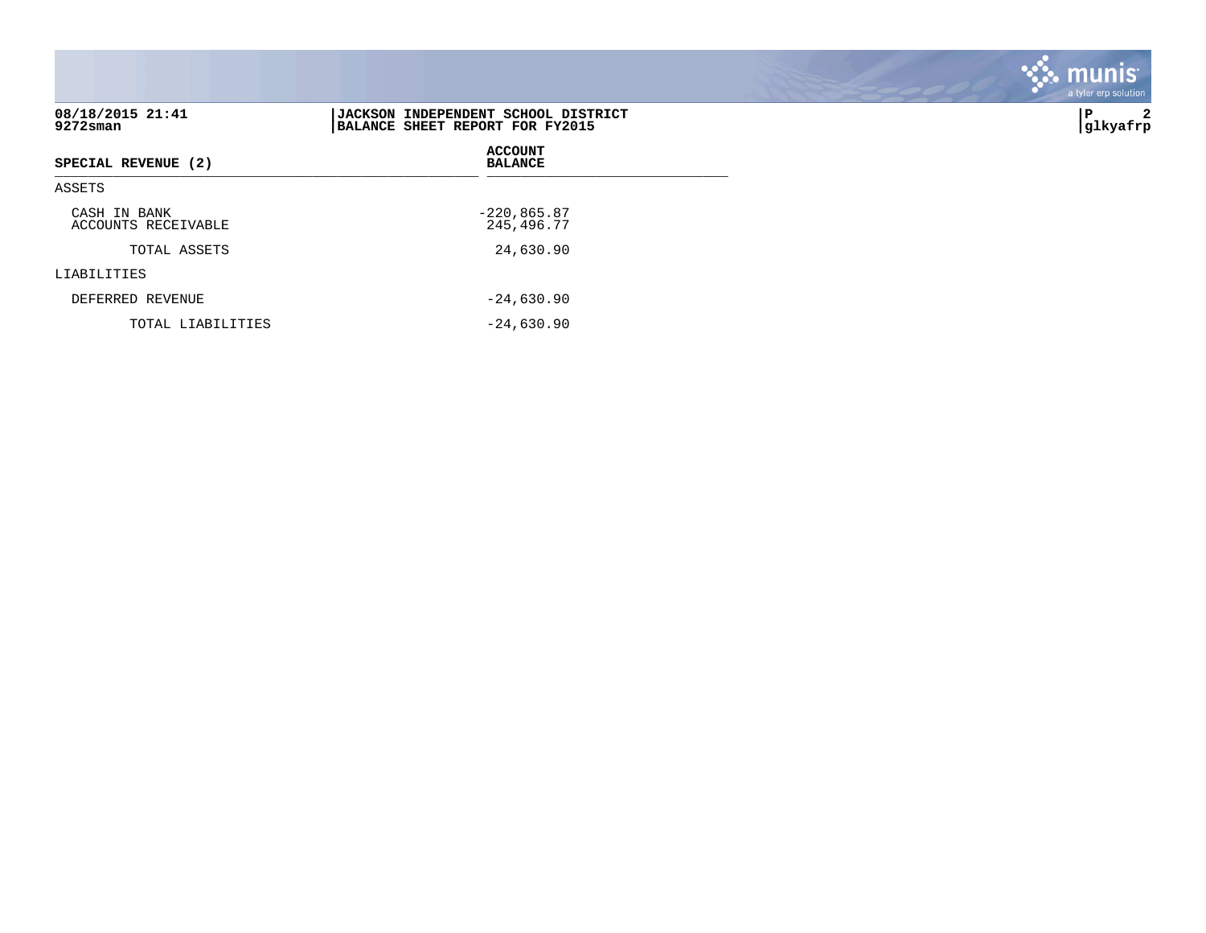**JACKSON INDEPENDENT SCHOOL DISTRICT**
**BALANCE SHEET REPORT FOR FY2015**

| SPECIAL REVENUE (2) | ACCOUNT BALANCE |
|---|---|
| ASSETS | |
| CASH IN BANK | -220,865.87 |
| ACCOUNTS RECEIVABLE | 245,496.77 |
| TOTAL ASSETS | 24,630.90 |
| LIABILITIES | |
| DEFERRED REVENUE | -24,630.90 |
| TOTAL LIABILITIES | -24,630.90 |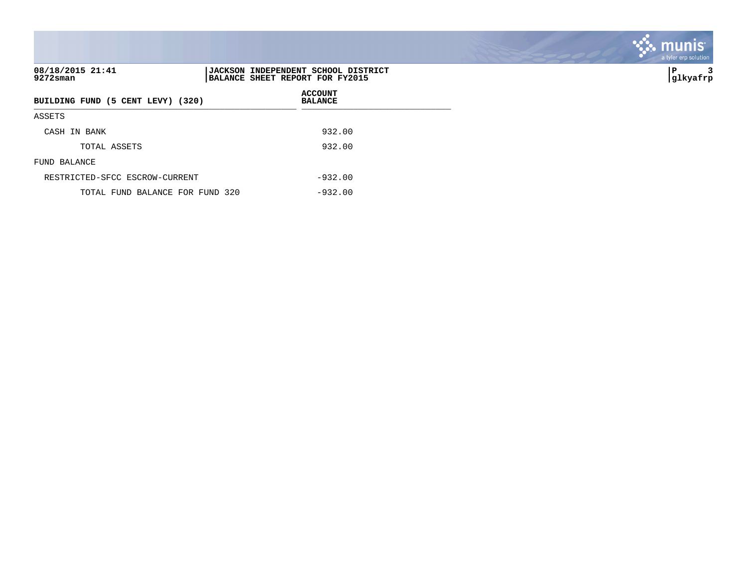08/18/2015 21:41
9272sman

**JACKSON INDEPENDENT SCHOOL DISTRICT**
**BALANCE SHEET REPORT FOR FY2015**

glkyafrp

| BUILDING FUND (5 CENT LEVY) (320) | ACCOUNT BALANCE |
|---|---|
| ASSETS | |
| CASH IN BANK | 932.00 |
| TOTAL ASSETS | 932.00 |
| FUND BALANCE | |
| RESTRICTED-SFCC ESCROW-CURRENT | -932.00 |
| TOTAL FUND BALANCE FOR FUND 320 | -932.00 |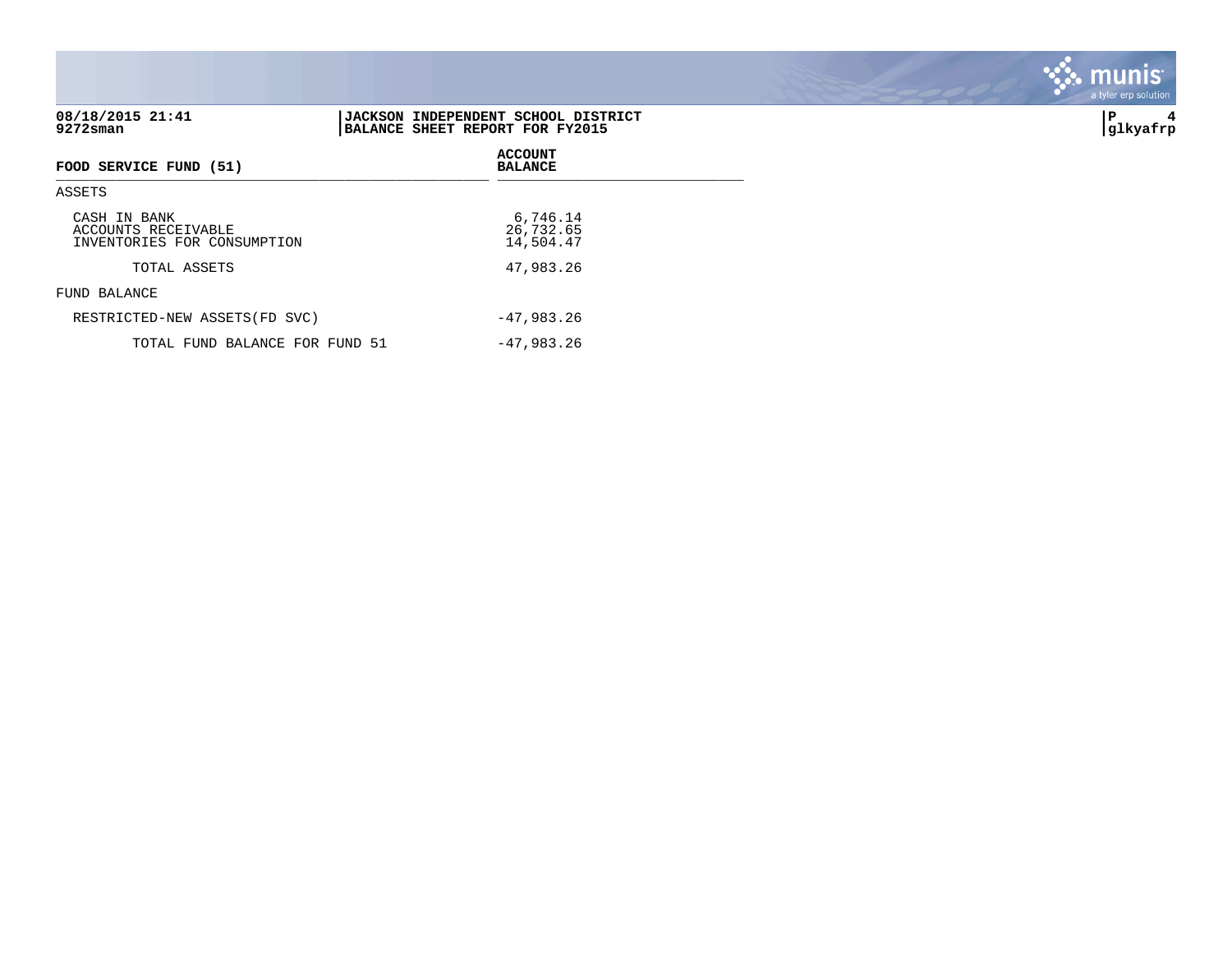08/18/2015 21:41
9272sman

**JACKSON INDEPENDENT SCHOOL DISTRICT**
**BALANCE SHEET REPORT FOR FY2015**

P 4
glkyafrp

| FOOD SERVICE FUND (51) | ACCOUNT BALANCE |
|---|---|
| ASSETS | |
| CASH IN BANK | 6,746.14 |
| ACCOUNTS RECEIVABLE | 26,732.65 |
| INVENTORIES FOR CONSUMPTION | 14,504.47 |
| TOTAL ASSETS | 47,983.26 |
| FUND BALANCE | |
| RESTRICTED-NEW ASSETS(FD SVC) | -47,983.26 |
| TOTAL FUND BALANCE FOR FUND 51 | -47,983.26 |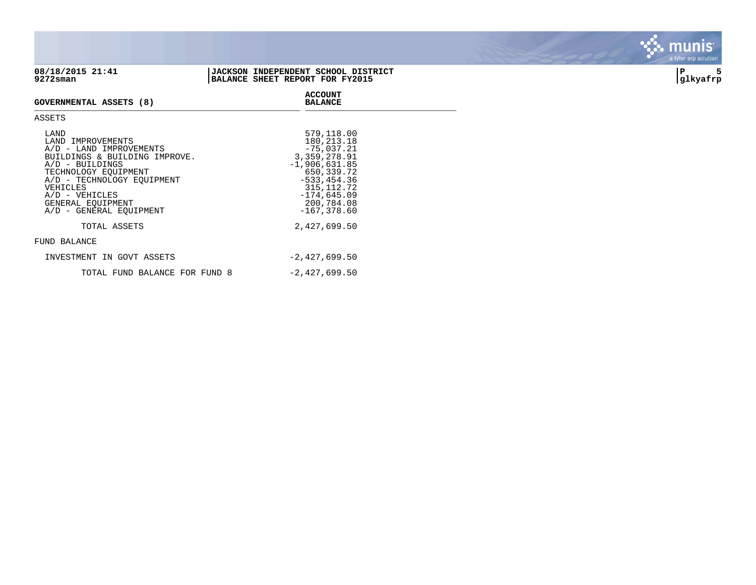# JACKSON INDEPENDENT SCHOOL DISTRICT

## BALANCE SHEET REPORT FOR FY2015

08/18/2015 21:41
9272sman

| GOVERNMENTAL ASSETS (8) | ACCOUNT BALANCE |
|---|---|
| **ASSETS** | |
| LAND | 579,118.00 |
| LAND IMPROVEMENTS | 180,213.18 |
| A/D - LAND IMPROVEMENTS | -75,037.21 |
| BUILDINGS & BUILDING IMPROVE. | 3,359,278.91 |
| A/D - BUILDINGS | -1,906,631.85 |
| TECHNOLOGY EQUIPMENT | 650,339.72 |
| A/D - TECHNOLOGY EQUIPMENT | -533,454.36 |
| VEHICLES | 315,112.72 |
| A/D - VEHICLES | -174,645.09 |
| GENERAL EQUIPMENT | 200,784.08 |
| A/D - GENERAL EQUIPMENT | -167,378.60 |
| TOTAL ASSETS | 2,427,699.50 |
| **FUND BALANCE** | |
| INVESTMENT IN GOVT ASSETS | -2,427,699.50 |
| TOTAL FUND BALANCE FOR FUND 8 | -2,427,699.50 |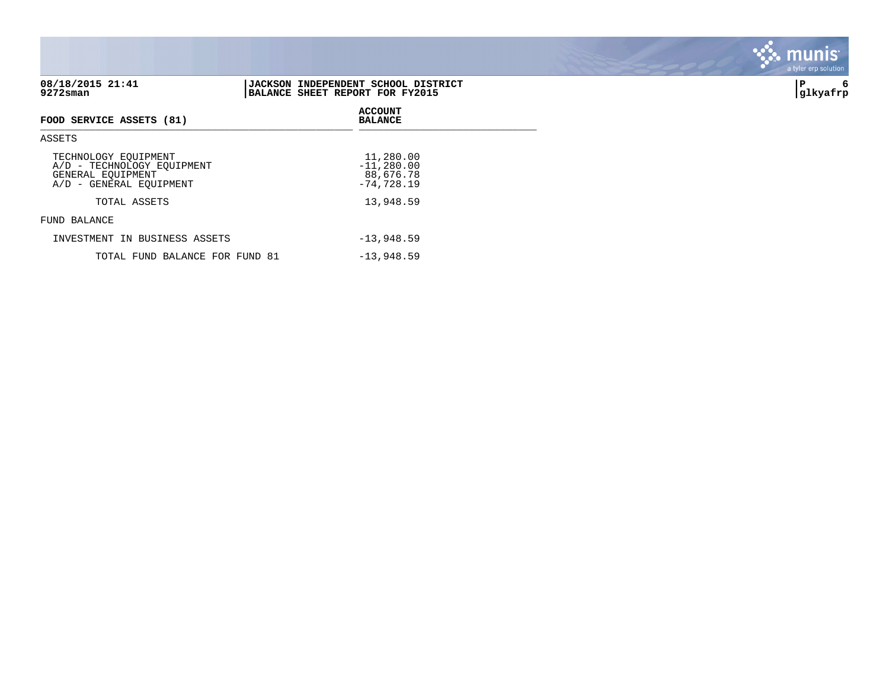**08/18/2015 21:41**
**9272sman**

**JACKSON INDEPENDENT SCHOOL DISTRICT**
**BALANCE SHEET REPORT FOR FY2015**

**glkyafrp**

| FOOD SERVICE ASSETS (81) | ACCOUNT BALANCE |
|---|---|
| ASSETS | |
| TECHNOLOGY EQUIPMENT | 11,280.00 |
| A/D - TECHNOLOGY EQUIPMENT | -11,280.00 |
| GENERAL EQUIPMENT | 88,676.78 |
| A/D - GENERAL EQUIPMENT | -74,728.19 |
| TOTAL ASSETS | 13,948.59 |
| FUND BALANCE | |
| INVESTMENT IN BUSINESS ASSETS | -13,948.59 |
| TOTAL FUND BALANCE FOR FUND 81 | -13,948.59 |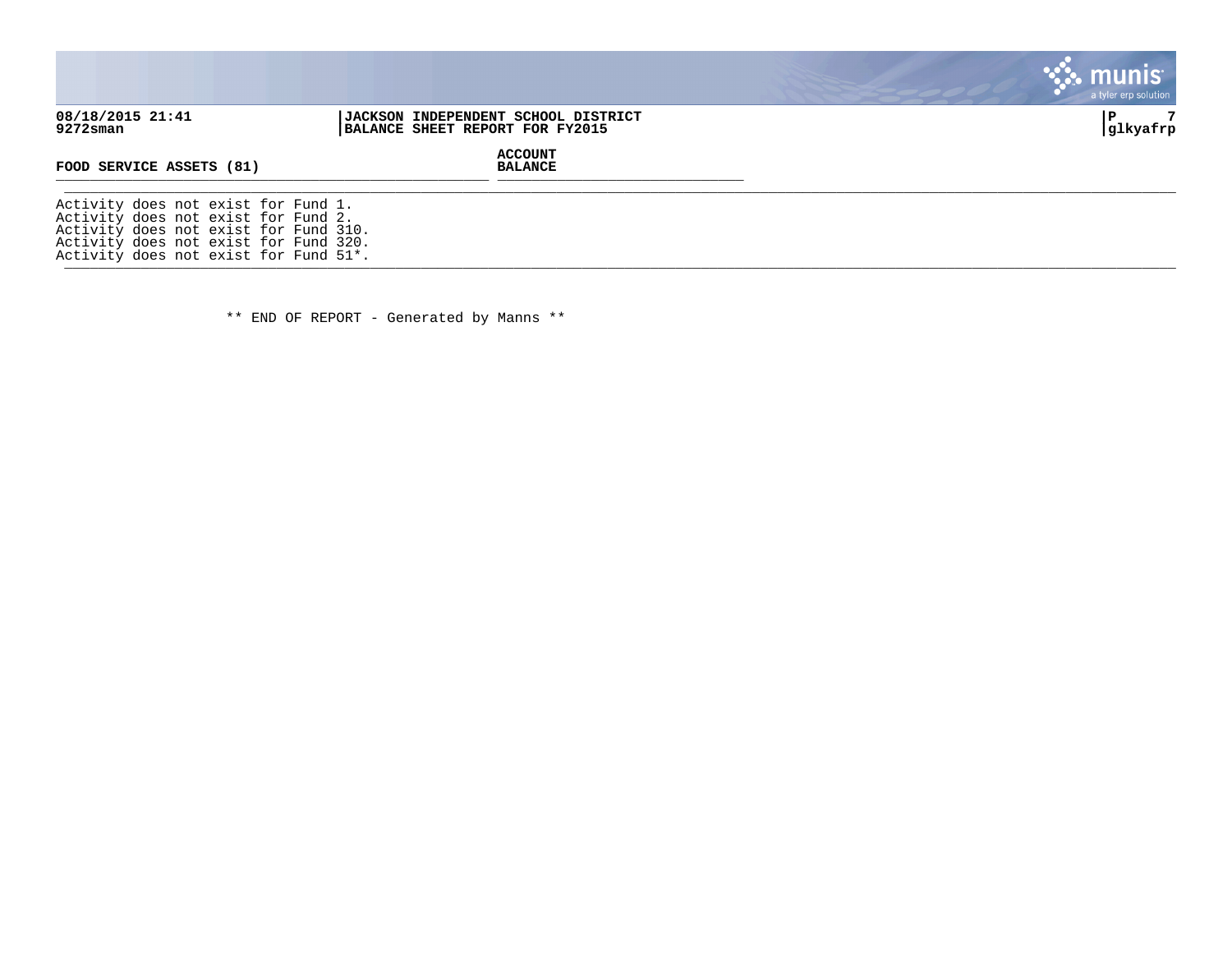**FOOD SERVICE ASSETS (81)** — **ACCOUNT BALANCE**

Activity does not exist for Fund 1.
Activity does not exist for Fund 2.
Activity does not exist for Fund 310.
Activity does not exist for Fund 320.
Activity does not exist for Fund 51*.

** END OF REPORT - Generated by Manns **